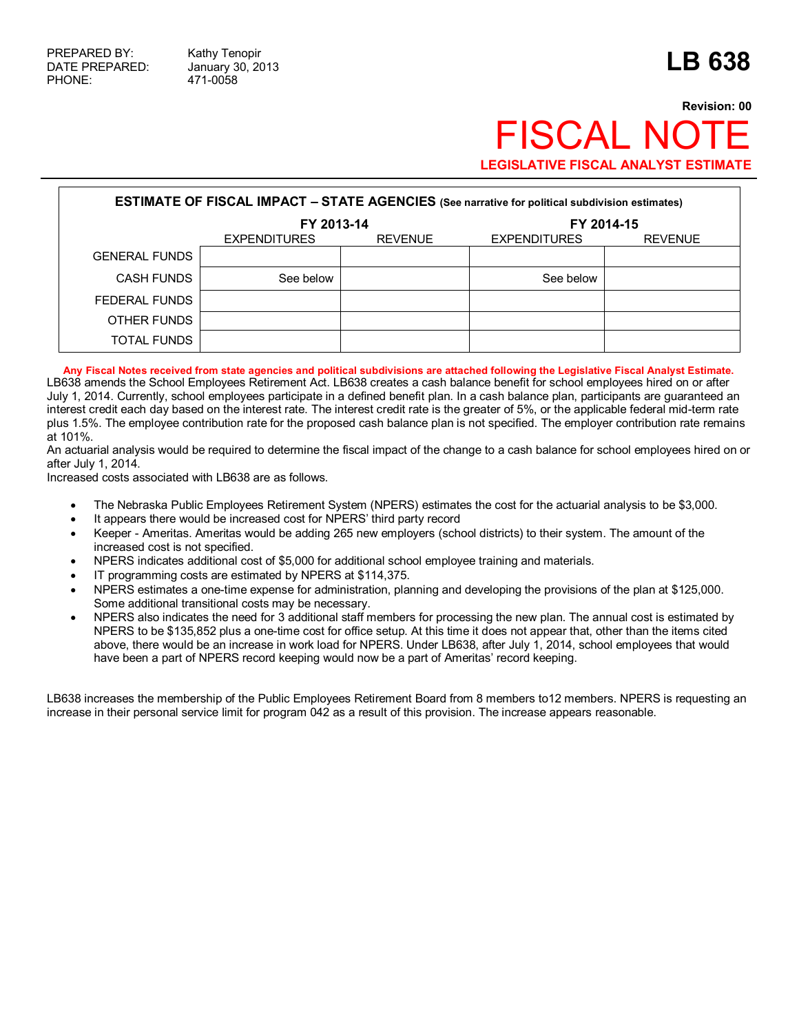PREPARED BY: Kathy Tenopir
DATE PREPARED: January 30, 2013
PHONE: 471-0058

# LB 638

**Revision: 00**

# FISCAL NOTE

**LEGISLATIVE FISCAL ANALYST ESTIMATE**

| ESTIMATE OF FISCAL IMPACT – STATE AGENCIES (See narrative for political subdivision estimates) | | | | |
|---|---|---|---|---|
| | FY 2013-14 | | FY 2014-15 | |
| | EXPENDITURES | REVENUE | EXPENDITURES | REVENUE |
| GENERAL FUNDS | | | | |
| CASH FUNDS | See below | | See below | |
| FEDERAL FUNDS | | | | |
| OTHER FUNDS | | | | |
| TOTAL FUNDS | | | | |

**Any Fiscal Notes received from state agencies and political subdivisions are attached following the Legislative Fiscal Analyst Estimate.**

LB638 amends the School Employees Retirement Act. LB638 creates a cash balance benefit for school employees hired on or after July 1, 2014. Currently, school employees participate in a defined benefit plan. In a cash balance plan, participants are guaranteed an interest credit each day based on the interest rate. The interest credit rate is the greater of 5%, or the applicable federal mid-term rate plus 1.5%. The employee contribution rate for the proposed cash balance plan is not specified. The employer contribution rate remains at 101%.

An actuarial analysis would be required to determine the fiscal impact of the change to a cash balance for school employees hired on or after July 1, 2014.

Increased costs associated with LB638 are as follows.

- The Nebraska Public Employees Retirement System (NPERS) estimates the cost for the actuarial analysis to be $3,000.
- It appears there would be increased cost for NPERS' third party record
- Keeper - Ameritas. Ameritas would be adding 265 new employers (school districts) to their system. The amount of the increased cost is not specified.
- NPERS indicates additional cost of $5,000 for additional school employee training and materials.
- IT programming costs are estimated by NPERS at $114,375.
- NPERS estimates a one-time expense for administration, planning and developing the provisions of the plan at $125,000. Some additional transitional costs may be necessary.
- NPERS also indicates the need for 3 additional staff members for processing the new plan. The annual cost is estimated by NPERS to be $135,852 plus a one-time cost for office setup. At this time it does not appear that, other than the items cited above, there would be an increase in work load for NPERS. Under LB638, after July 1, 2014, school employees that would have been a part of NPERS record keeping would now be a part of Ameritas' record keeping.

LB638 increases the membership of the Public Employees Retirement Board from 8 members to12 members. NPERS is requesting an increase in their personal service limit for program 042 as a result of this provision. The increase appears reasonable.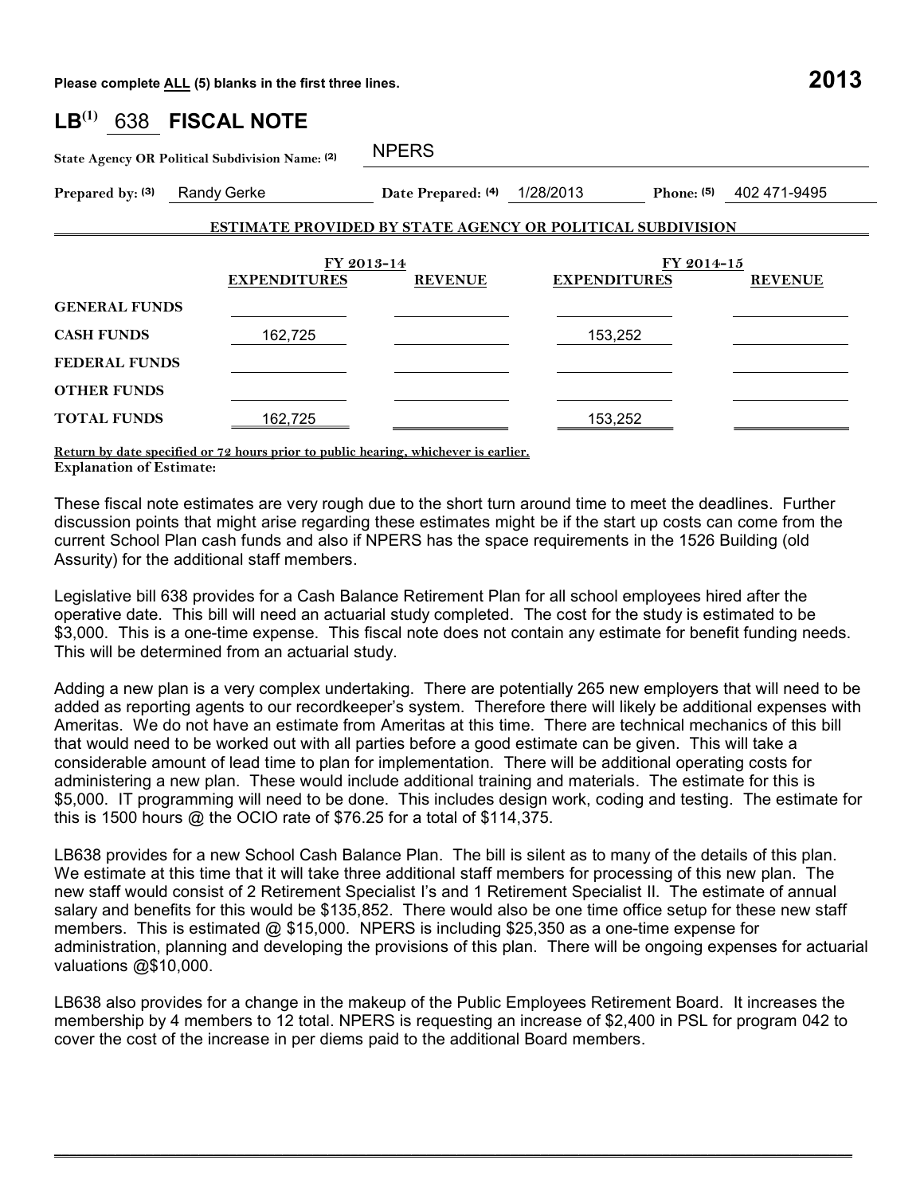**Please complete ALL (5) blanks in the first three lines.** **2013**

# LB(1) 638 FISCAL NOTE

**State Agency OR Political Subdivision Name: (2)** NPERS

**Prepared by: (3)** Randy Gerke **Date Prepared: (4)** 1/28/2013 **Phone: (5)** 402 471-9495

**ESTIMATE PROVIDED BY STATE AGENCY OR POLITICAL SUBDIVISION**

| | FY 2013-14 | | FY 2014-15 | |
|---|---|---|---|---|
| | **EXPENDITURES** | **REVENUE** | **EXPENDITURES** | **REVENUE** |
| **GENERAL FUNDS** | | | | |
| **CASH FUNDS** | 162,725 | | 153,252 | |
| **FEDERAL FUNDS** | | | | |
| **OTHER FUNDS** | | | | |
| **TOTAL FUNDS** | 162,725 | | 153,252 | |

**Return by date specified or 72 hours prior to public hearing, whichever is earlier.**

**Explanation of Estimate:**

These fiscal note estimates are very rough due to the short turn around time to meet the deadlines. Further discussion points that might arise regarding these estimates might be if the start up costs can come from the current School Plan cash funds and also if NPERS has the space requirements in the 1526 Building (old Assurity) for the additional staff members.

Legislative bill 638 provides for a Cash Balance Retirement Plan for all school employees hired after the operative date. This bill will need an actuarial study completed. The cost for the study is estimated to be $3,000. This is a one-time expense. This fiscal note does not contain any estimate for benefit funding needs. This will be determined from an actuarial study.

Adding a new plan is a very complex undertaking. There are potentially 265 new employers that will need to be added as reporting agents to our recordkeeper's system. Therefore there will likely be additional expenses with Ameritas. We do not have an estimate from Ameritas at this time. There are technical mechanics of this bill that would need to be worked out with all parties before a good estimate can be given. This will take a considerable amount of lead time to plan for implementation. There will be additional operating costs for administering a new plan. These would include additional training and materials. The estimate for this is $5,000. IT programming will need to be done. This includes design work, coding and testing. The estimate for this is 1500 hours @ the OCIO rate of $76.25 for a total of $114,375.

LB638 provides for a new School Cash Balance Plan. The bill is silent as to many of the details of this plan. We estimate at this time that it will take three additional staff members for processing of this new plan. The new staff would consist of 2 Retirement Specialist I's and 1 Retirement Specialist II. The estimate of annual salary and benefits for this would be $135,852. There would also be one time office setup for these new staff members. This is estimated @ $15,000. NPERS is including $25,350 as a one-time expense for administration, planning and developing the provisions of this plan. There will be ongoing expenses for actuarial valuations @$10,000.

LB638 also provides for a change in the makeup of the Public Employees Retirement Board. It increases the membership by 4 members to 12 total. NPERS is requesting an increase of $2,400 in PSL for program 042 to cover the cost of the increase in per diems paid to the additional Board members.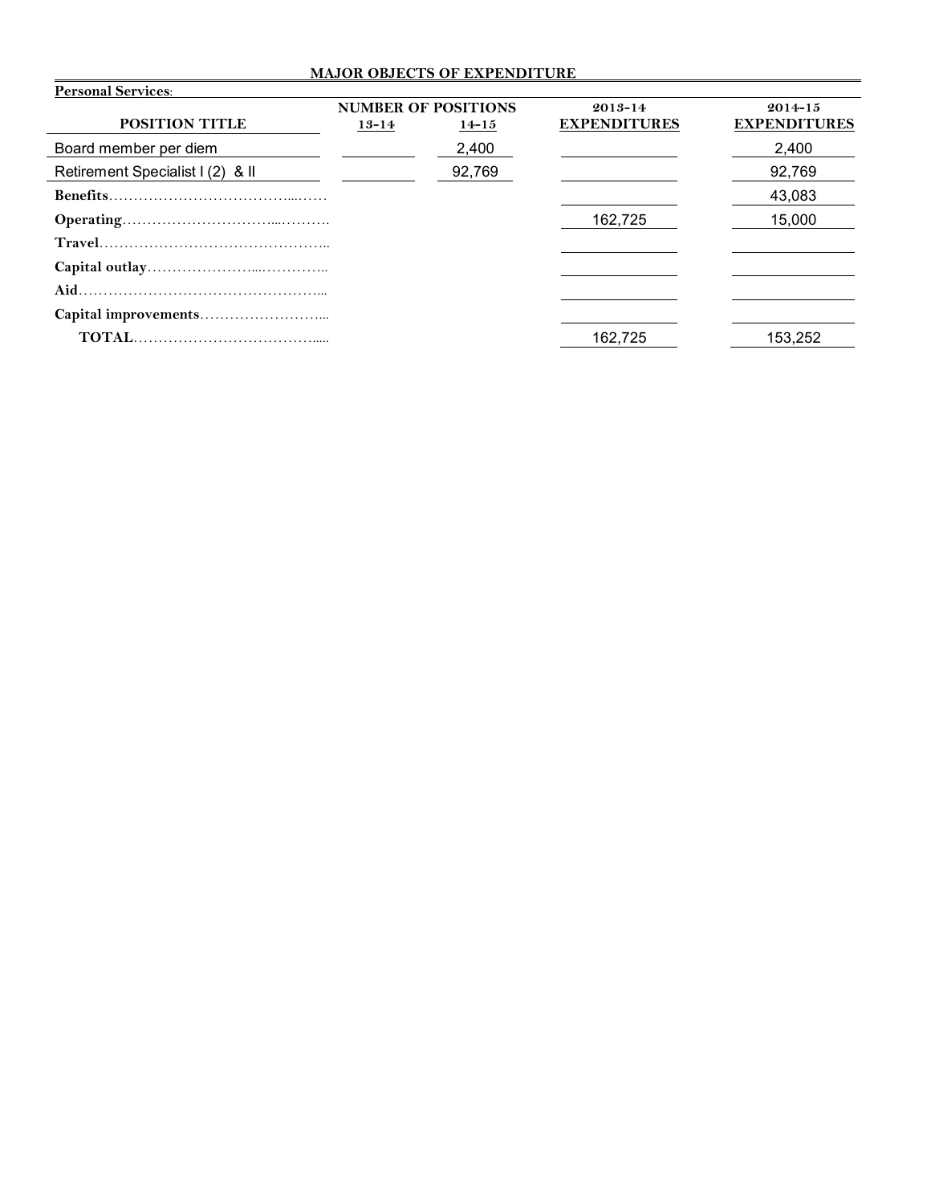## MAJOR OBJECTS OF EXPENDITURE

**Personal Services:**

| POSITION TITLE | NUMBER OF POSITIONS 13-14 | NUMBER OF POSITIONS 14-15 | 2013-14 EXPENDITURES | 2014-15 EXPENDITURES |
|---|---|---|---|---|
| Board member per diem | | 2,400 | | 2,400 |
| Retirement Specialist I (2) & II | | 92,769 | | 92,769 |
| **Benefits** | | | | 43,083 |
| **Operating** | | | 162,725 | 15,000 |
| **Travel** | | | | |
| **Capital outlay** | | | | |
| **Aid** | | | | |
| **Capital improvements** | | | | |
| **TOTAL** | | | 162,725 | 153,252 |